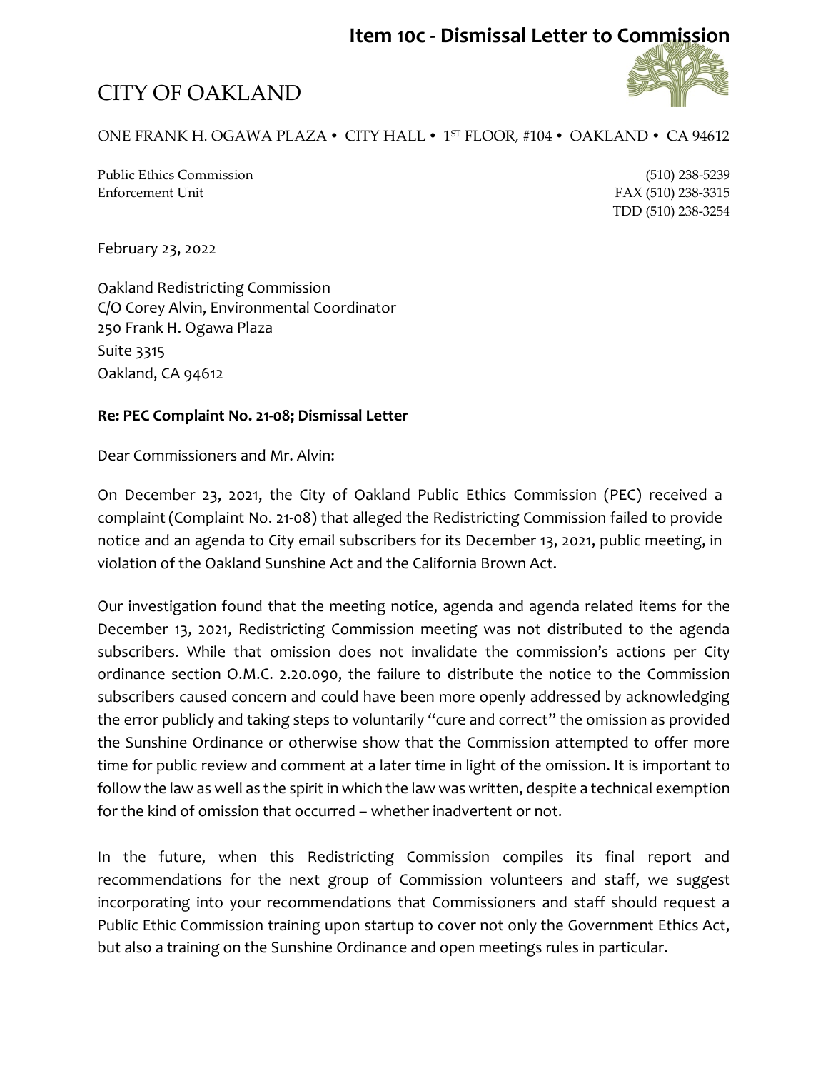# Item 10c - Dismissal Letter to Commission

CITY OF OAKLAND

ONE FRANK H. OGAWA PLAZA • CITY HALL • 1ST FLOOR, #104 • OAKLAND • CA 94612

Public Ethics Commission (510) 238-5239
Enforcement Unit FAX (510) 238-3315
TDD (510) 238-3254

February 23, 2022

Oakland Redistricting Commission
C/O Corey Alvin, Environmental Coordinator
250 Frank H. Ogawa Plaza
Suite 3315
Oakland, CA 94612

**Re: PEC Complaint No. 21-08; Dismissal Letter**

Dear Commissioners and Mr. Alvin:

On December 23, 2021, the City of Oakland Public Ethics Commission (PEC) received a complaint (Complaint No. 21-08) that alleged the Redistricting Commission failed to provide notice and an agenda to City email subscribers for its December 13, 2021, public meeting, in violation of the Oakland Sunshine Act and the California Brown Act.

Our investigation found that the meeting notice, agenda and agenda related items for the December 13, 2021, Redistricting Commission meeting was not distributed to the agenda subscribers. While that omission does not invalidate the commission's actions per City ordinance section O.M.C. 2.20.090, the failure to distribute the notice to the Commission subscribers caused concern and could have been more openly addressed by acknowledging the error publicly and taking steps to voluntarily "cure and correct" the omission as provided the Sunshine Ordinance or otherwise show that the Commission attempted to offer more time for public review and comment at a later time in light of the omission. It is important to follow the law as well as the spirit in which the law was written, despite a technical exemption for the kind of omission that occurred – whether inadvertent or not.

In the future, when this Redistricting Commission compiles its final report and recommendations for the next group of Commission volunteers and staff, we suggest incorporating into your recommendations that Commissioners and staff should request a Public Ethic Commission training upon startup to cover not only the Government Ethics Act, but also a training on the Sunshine Ordinance and open meetings rules in particular.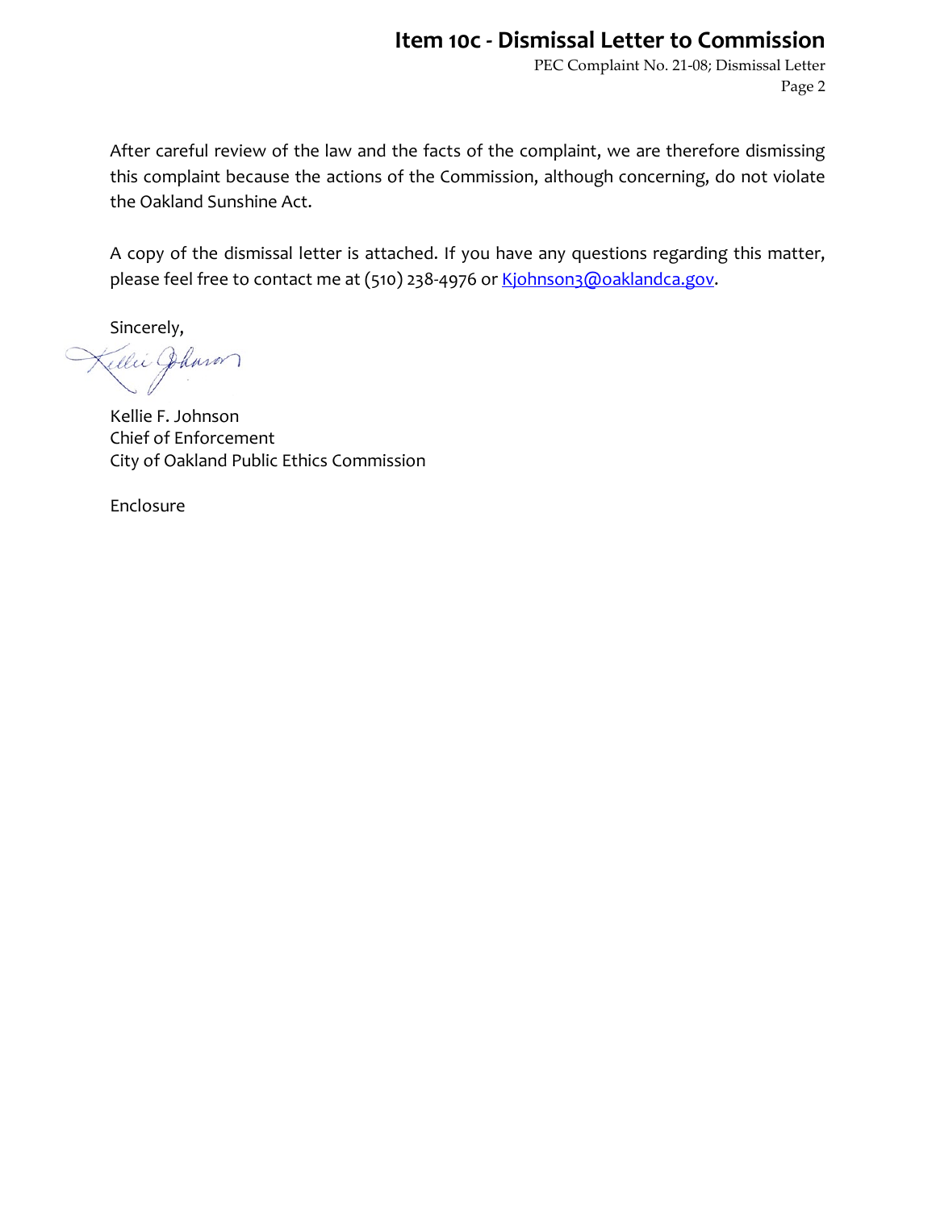# Item 10c - Dismissal Letter to Commission

After careful review of the law and the facts of the complaint, we are therefore dismissing this complaint because the actions of the Commission, although concerning, do not violate the Oakland Sunshine Act.

A copy of the dismissal letter is attached. If you have any questions regarding this matter, please feel free to contact me at (510) 238-4976 or Kjohnson3@oaklandca.gov.

Sincerely,

Kellie F. Johnson
Chief of Enforcement
City of Oakland Public Ethics Commission

Enclosure